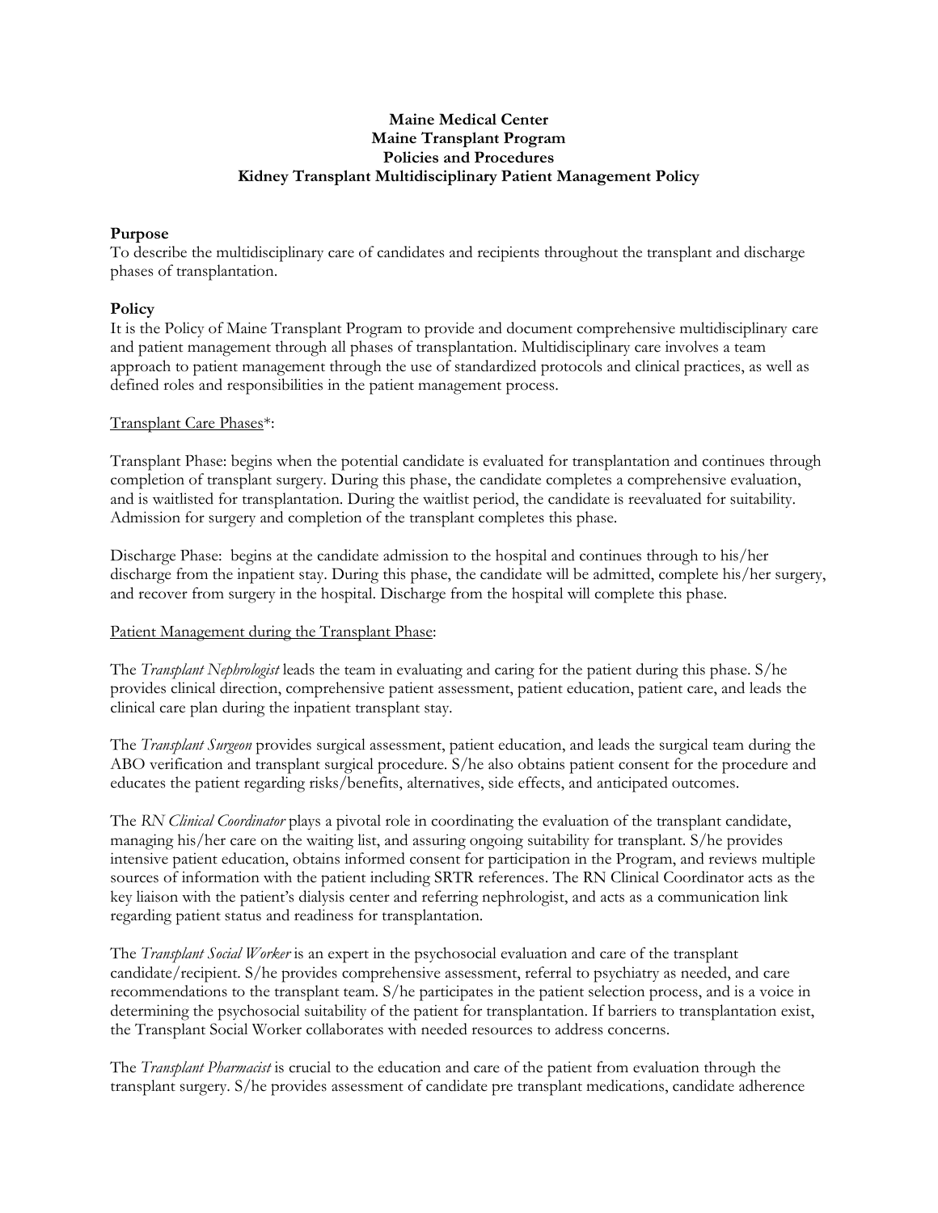**Maine Medical Center**
**Maine Transplant Program**
**Policies and Procedures**
**Kidney Transplant Multidisciplinary Patient Management Policy**

## Purpose

To describe the multidisciplinary care of candidates and recipients throughout the transplant and discharge phases of transplantation.

## Policy

It is the Policy of Maine Transplant Program to provide and document comprehensive multidisciplinary care and patient management through all phases of transplantation. Multidisciplinary care involves a team approach to patient management through the use of standardized protocols and clinical practices, as well as defined roles and responsibilities in the patient management process.

<u>Transplant Care Phases</u>*:

Transplant Phase: begins when the potential candidate is evaluated for transplantation and continues through completion of transplant surgery. During this phase, the candidate completes a comprehensive evaluation, and is waitlisted for transplantation. During the waitlist period, the candidate is reevaluated for suitability. Admission for surgery and completion of the transplant completes this phase.

Discharge Phase: begins at the candidate admission to the hospital and continues through to his/her discharge from the inpatient stay. During this phase, the candidate will be admitted, complete his/her surgery, and recover from surgery in the hospital. Discharge from the hospital will complete this phase.

<u>Patient Management during the Transplant Phase</u>:

The *Transplant Nephrologist* leads the team in evaluating and caring for the patient during this phase. S/he provides clinical direction, comprehensive patient assessment, patient education, patient care, and leads the clinical care plan during the inpatient transplant stay.

The *Transplant Surgeon* provides surgical assessment, patient education, and leads the surgical team during the ABO verification and transplant surgical procedure. S/he also obtains patient consent for the procedure and educates the patient regarding risks/benefits, alternatives, side effects, and anticipated outcomes.

The *RN Clinical Coordinator* plays a pivotal role in coordinating the evaluation of the transplant candidate, managing his/her care on the waiting list, and assuring ongoing suitability for transplant. S/he provides intensive patient education, obtains informed consent for participation in the Program, and reviews multiple sources of information with the patient including SRTR references. The RN Clinical Coordinator acts as the key liaison with the patient's dialysis center and referring nephrologist, and acts as a communication link regarding patient status and readiness for transplantation.

The *Transplant Social Worker* is an expert in the psychosocial evaluation and care of the transplant candidate/recipient. S/he provides comprehensive assessment, referral to psychiatry as needed, and care recommendations to the transplant team. S/he participates in the patient selection process, and is a voice in determining the psychosocial suitability of the patient for transplantation. If barriers to transplantation exist, the Transplant Social Worker collaborates with needed resources to address concerns.

The *Transplant Pharmacist* is crucial to the education and care of the patient from evaluation through the transplant surgery. S/he provides assessment of candidate pre transplant medications, candidate adherence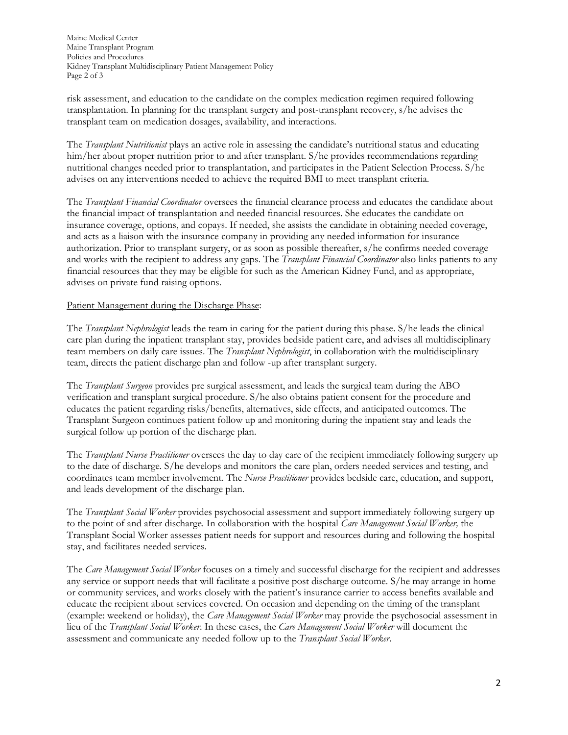risk assessment, and education to the candidate on the complex medication regimen required following transplantation. In planning for the transplant surgery and post-transplant recovery, s/he advises the transplant team on medication dosages, availability, and interactions.

The *Transplant Nutritionist* plays an active role in assessing the candidate's nutritional status and educating him/her about proper nutrition prior to and after transplant. S/he provides recommendations regarding nutritional changes needed prior to transplantation, and participates in the Patient Selection Process. S/he advises on any interventions needed to achieve the required BMI to meet transplant criteria.

The *Transplant Financial Coordinator* oversees the financial clearance process and educates the candidate about the financial impact of transplantation and needed financial resources. She educates the candidate on insurance coverage, options, and copays. If needed, she assists the candidate in obtaining needed coverage, and acts as a liaison with the insurance company in providing any needed information for insurance authorization. Prior to transplant surgery, or as soon as possible thereafter, s/he confirms needed coverage and works with the recipient to address any gaps. The *Transplant Financial Coordinator* also links patients to any financial resources that they may be eligible for such as the American Kidney Fund, and as appropriate, advises on private fund raising options.

<u>Patient Management during the Discharge Phase</u>:

The *Transplant Nephrologist* leads the team in caring for the patient during this phase. S/he leads the clinical care plan during the inpatient transplant stay, provides bedside patient care, and advises all multidisciplinary team members on daily care issues. The *Transplant Nephrologist*, in collaboration with the multidisciplinary team, directs the patient discharge plan and follow -up after transplant surgery.

The *Transplant Surgeon* provides pre surgical assessment, and leads the surgical team during the ABO verification and transplant surgical procedure. S/he also obtains patient consent for the procedure and educates the patient regarding risks/benefits, alternatives, side effects, and anticipated outcomes. The Transplant Surgeon continues patient follow up and monitoring during the inpatient stay and leads the surgical follow up portion of the discharge plan.

The *Transplant Nurse Practitioner* oversees the day to day care of the recipient immediately following surgery up to the date of discharge. S/he develops and monitors the care plan, orders needed services and testing, and coordinates team member involvement. The *Nurse Practitioner* provides bedside care, education, and support, and leads development of the discharge plan.

The *Transplant Social Worker* provides psychosocial assessment and support immediately following surgery up to the point of and after discharge. In collaboration with the hospital *Care Management Social Worker,* the Transplant Social Worker assesses patient needs for support and resources during and following the hospital stay, and facilitates needed services.

The *Care Management Social Worker* focuses on a timely and successful discharge for the recipient and addresses any service or support needs that will facilitate a positive post discharge outcome. S/he may arrange in home or community services, and works closely with the patient's insurance carrier to access benefits available and educate the recipient about services covered. On occasion and depending on the timing of the transplant (example: weekend or holiday), the *Care Management Social Worker* may provide the psychosocial assessment in lieu of the *Transplant Social Worker*. In these cases, the *Care Management Social Worker* will document the assessment and communicate any needed follow up to the *Transplant Social Worker*.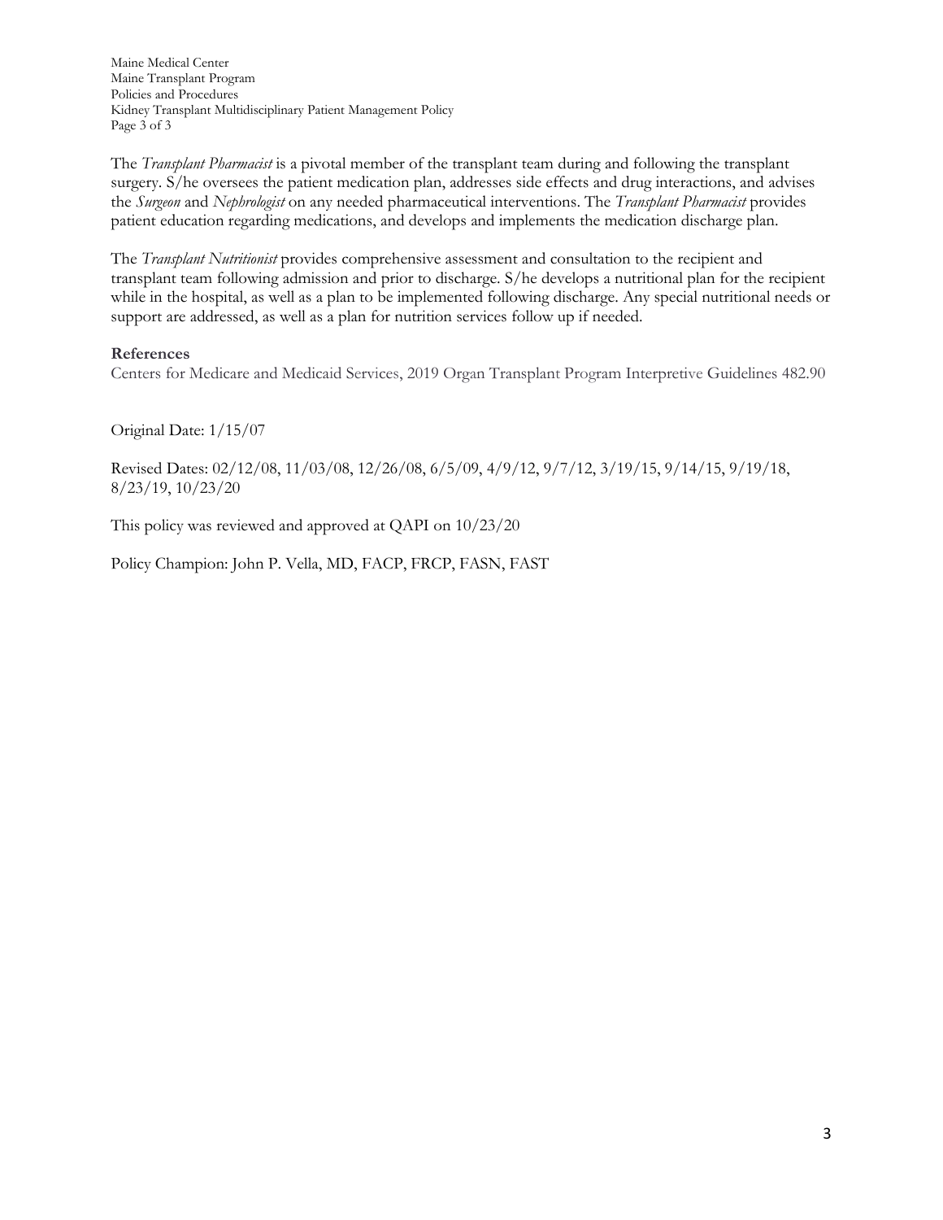The *Transplant Pharmacist* is a pivotal member of the transplant team during and following the transplant surgery. S/he oversees the patient medication plan, addresses side effects and drug interactions, and advises the *Surgeon* and *Nephrologist* on any needed pharmaceutical interventions. The *Transplant Pharmacist* provides patient education regarding medications, and develops and implements the medication discharge plan.

The *Transplant Nutritionist* provides comprehensive assessment and consultation to the recipient and transplant team following admission and prior to discharge. S/he develops a nutritional plan for the recipient while in the hospital, as well as a plan to be implemented following discharge. Any special nutritional needs or support are addressed, as well as a plan for nutrition services follow up if needed.

**References**

Centers for Medicare and Medicaid Services, 2019 Organ Transplant Program Interpretive Guidelines 482.90

Original Date: 1/15/07

Revised Dates: 02/12/08, 11/03/08, 12/26/08, 6/5/09, 4/9/12, 9/7/12, 3/19/15, 9/14/15, 9/19/18, 8/23/19, 10/23/20

This policy was reviewed and approved at QAPI on 10/23/20

Policy Champion: John P. Vella, MD, FACP, FRCP, FASN, FAST